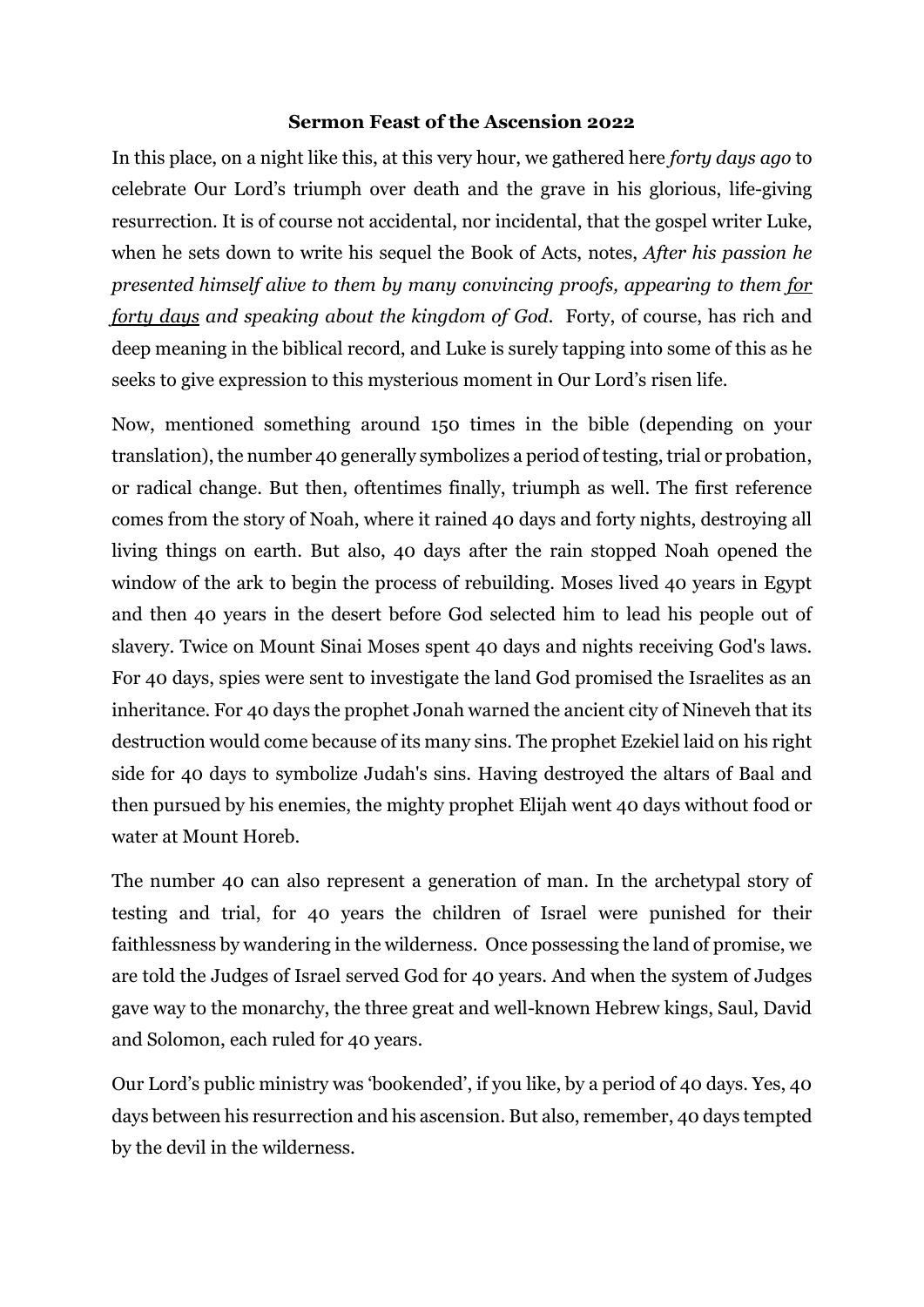**Sermon Feast of the Ascension 2022**

In this place, on a night like this, at this very hour, we gathered here *forty days ago* to celebrate Our Lord's triumph over death and the grave in his glorious, life-giving resurrection. It is of course not accidental, nor incidental, that the gospel writer Luke, when he sets down to write his sequel the Book of Acts, notes, *After his passion he presented himself alive to them by many convincing proofs, appearing to them <u>for forty days</u> and speaking about the kingdom of God.* Forty, of course, has rich and deep meaning in the biblical record, and Luke is surely tapping into some of this as he seeks to give expression to this mysterious moment in Our Lord's risen life.

Now, mentioned something around 150 times in the bible (depending on your translation), the number 40 generally symbolizes a period of testing, trial or probation, or radical change. But then, oftentimes finally, triumph as well. The first reference comes from the story of Noah, where it rained 40 days and forty nights, destroying all living things on earth. But also, 40 days after the rain stopped Noah opened the window of the ark to begin the process of rebuilding. Moses lived 40 years in Egypt and then 40 years in the desert before God selected him to lead his people out of slavery. Twice on Mount Sinai Moses spent 40 days and nights receiving God's laws. For 40 days, spies were sent to investigate the land God promised the Israelites as an inheritance. For 40 days the prophet Jonah warned the ancient city of Nineveh that its destruction would come because of its many sins. The prophet Ezekiel laid on his right side for 40 days to symbolize Judah's sins. Having destroyed the altars of Baal and then pursued by his enemies, the mighty prophet Elijah went 40 days without food or water at Mount Horeb.

The number 40 can also represent a generation of man. In the archetypal story of testing and trial, for 40 years the children of Israel were punished for their faithlessness by wandering in the wilderness. Once possessing the land of promise, we are told the Judges of Israel served God for 40 years. And when the system of Judges gave way to the monarchy, the three great and well-known Hebrew kings, Saul, David and Solomon, each ruled for 40 years.

Our Lord's public ministry was 'bookended', if you like, by a period of 40 days. Yes, 40 days between his resurrection and his ascension. But also, remember, 40 days tempted by the devil in the wilderness.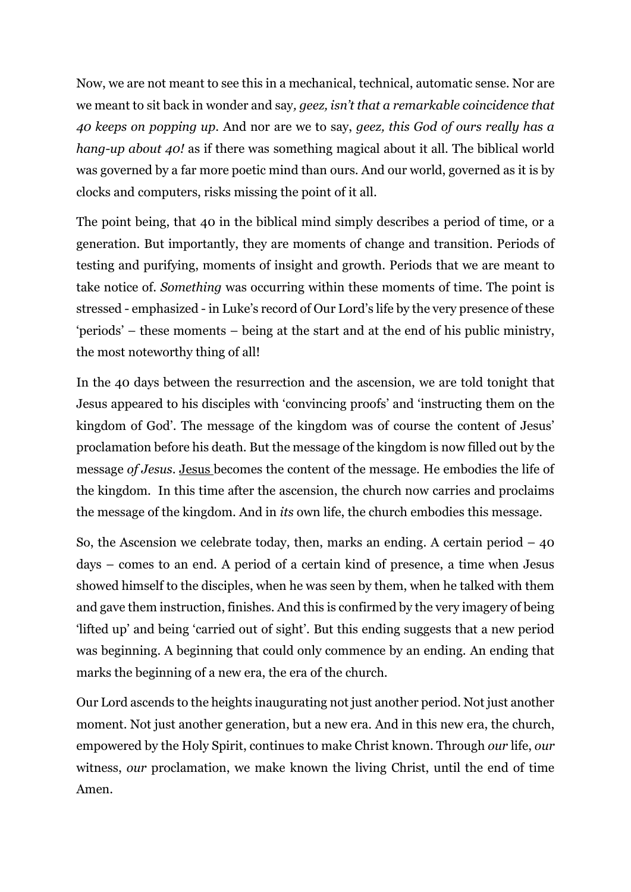Now, we are not meant to see this in a mechanical, technical, automatic sense. Nor are we meant to sit back in wonder and say*, geez, isn't that a remarkable coincidence that 40 keeps on popping up*. And nor are we to say, *geez, this God of ours really has a hang-up about 40!* as if there was something magical about it all. The biblical world was governed by a far more poetic mind than ours. And our world, governed as it is by clocks and computers, risks missing the point of it all.

The point being, that 40 in the biblical mind simply describes a period of time, or a generation. But importantly, they are moments of change and transition. Periods of testing and purifying, moments of insight and growth. Periods that we are meant to take notice of. *Something* was occurring within these moments of time. The point is stressed - emphasized - in Luke's record of Our Lord's life by the very presence of these 'periods' – these moments – being at the start and at the end of his public ministry, the most noteworthy thing of all!

In the 40 days between the resurrection and the ascension, we are told tonight that Jesus appeared to his disciples with 'convincing proofs' and 'instructing them on the kingdom of God'. The message of the kingdom was of course the content of Jesus' proclamation before his death. But the message of the kingdom is now filled out by the message *of Jesus*. <u>Jesus</u> becomes the content of the message. He embodies the life of the kingdom. In this time after the ascension, the church now carries and proclaims the message of the kingdom. And in *its* own life, the church embodies this message.

So, the Ascension we celebrate today, then, marks an ending. A certain period – 40 days – comes to an end. A period of a certain kind of presence, a time when Jesus showed himself to the disciples, when he was seen by them, when he talked with them and gave them instruction, finishes. And this is confirmed by the very imagery of being 'lifted up' and being 'carried out of sight'. But this ending suggests that a new period was beginning. A beginning that could only commence by an ending. An ending that marks the beginning of a new era, the era of the church.

Our Lord ascends to the heights inaugurating not just another period. Not just another moment. Not just another generation, but a new era. And in this new era, the church, empowered by the Holy Spirit, continues to make Christ known. Through *our* life, *our* witness, *our* proclamation, we make known the living Christ, until the end of time Amen.